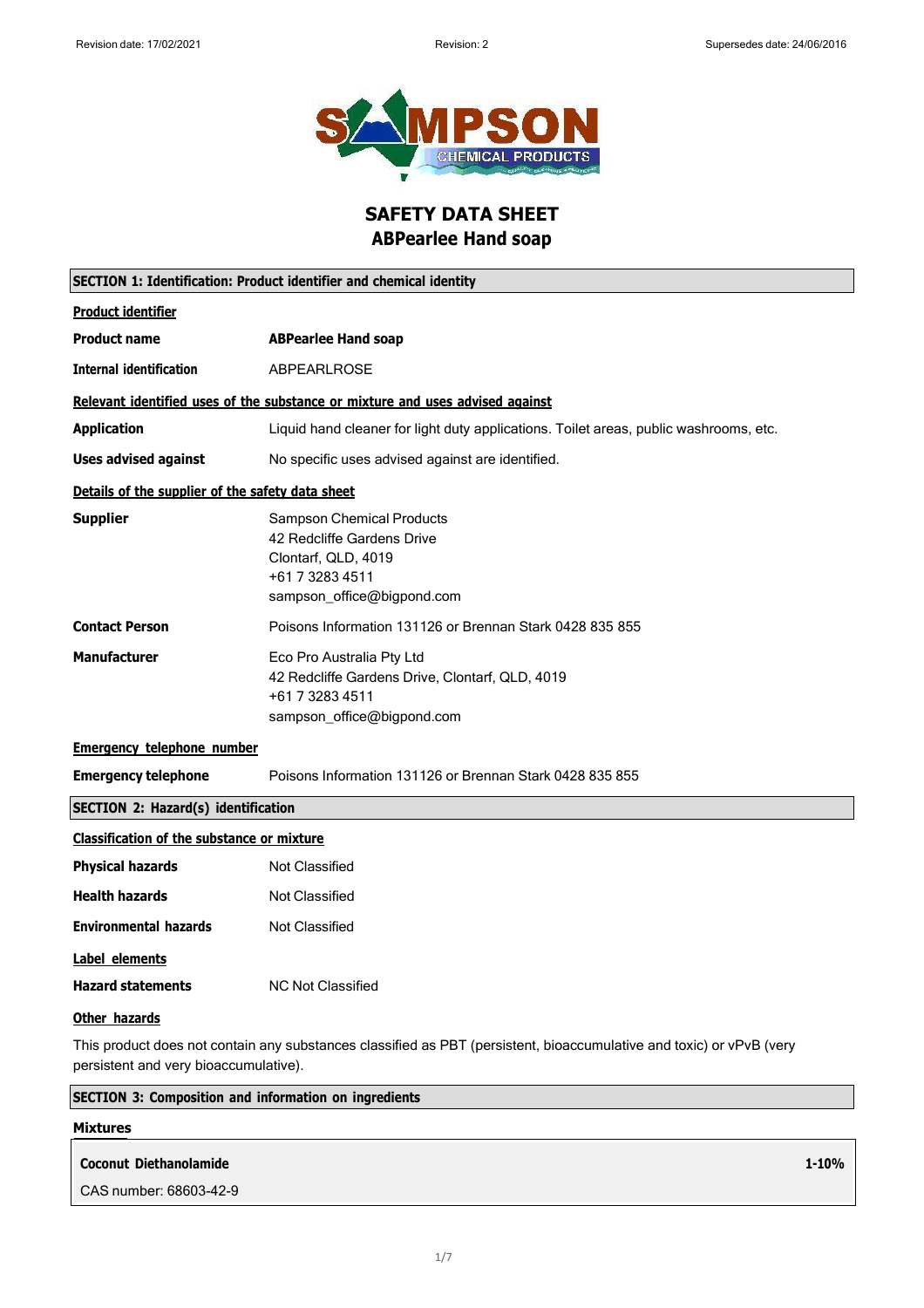Revision date: 17/02/2021 | Revision: 2 | Supersedes date: 24/06/2016

# SAFETY DATA SHEET
## ABPearlee Hand soap

### SECTION 1: Identification: Product identifier and chemical identity

**Product identifier**

**Product name** **ABPearlee Hand soap**

**Internal identification** ABPEARLROSE

**Relevant identified uses of the substance or mixture and uses advised against**

**Application** Liquid hand cleaner for light duty applications. Toilet areas, public washrooms, etc.

**Uses advised against** No specific uses advised against are identified.

**Details of the supplier of the safety data sheet**

**Supplier**
Sampson Chemical Products
42 Redcliffe Gardens Drive
Clontarf, QLD, 4019
+61 7 3283 4511
sampson_office@bigpond.com

**Contact Person** Poisons Information 131126 or Brennan Stark 0428 835 855

**Manufacturer**
Eco Pro Australia Pty Ltd
42 Redcliffe Gardens Drive, Clontarf, QLD, 4019
+61 7 3283 4511
sampson_office@bigpond.com

**Emergency telephone number**

**Emergency telephone** Poisons Information 131126 or Brennan Stark 0428 835 855

### SECTION 2: Hazard(s) identification

**Classification of the substance or mixture**

**Physical hazards** Not Classified

**Health hazards** Not Classified

**Environmental hazards** Not Classified

**Label elements**

**Hazard statements** NC Not Classified

**Other hazards**

This product does not contain any substances classified as PBT (persistent, bioaccumulative and toxic) or vPvB (very persistent and very bioaccumulative).

### SECTION 3: Composition and information on ingredients

**Mixtures**

| **Coconut Diethanolamide** | **1-10%** |
|---|---|
| CAS number: 68603-42-9 | |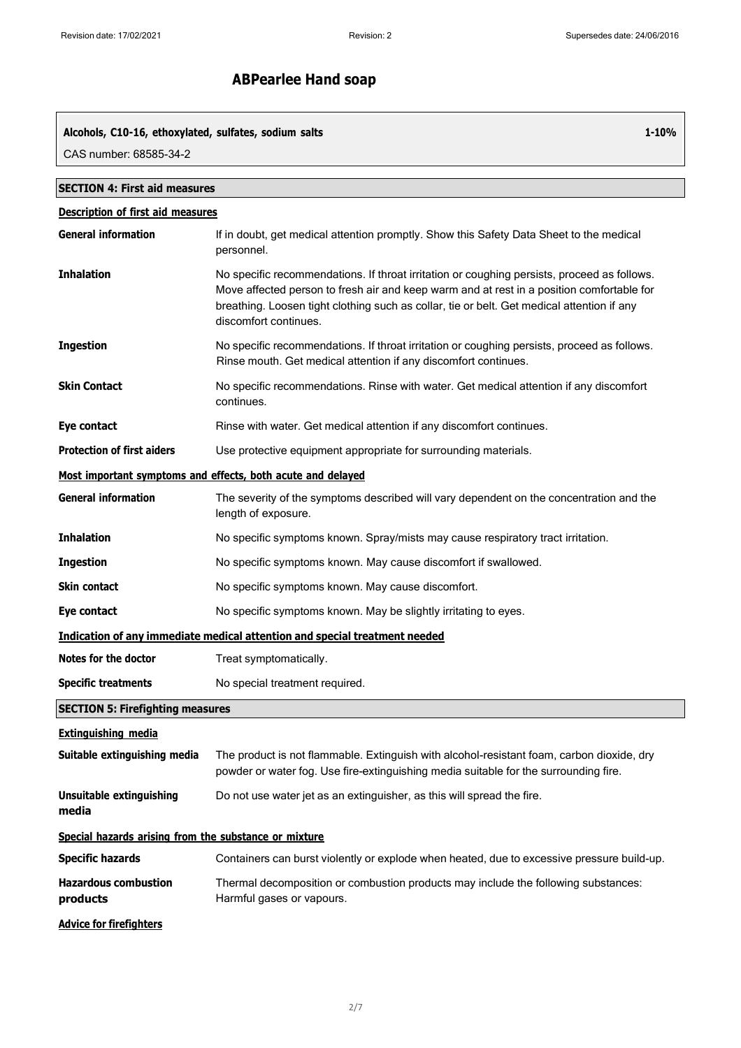# ABPearlee Hand soap

| **Alcohols, C10-16, ethoxylated, sulfates, sodium salts** | **1-10%** |
|---|---|
| CAS number: 68585-34-2 | |

## SECTION 4: First aid measures

### Description of first aid measures

| | |
|---|---|
| **General information** | If in doubt, get medical attention promptly. Show this Safety Data Sheet to the medical personnel. |
| **Inhalation** | No specific recommendations. If throat irritation or coughing persists, proceed as follows. Move affected person to fresh air and keep warm and at rest in a position comfortable for breathing. Loosen tight clothing such as collar, tie or belt. Get medical attention if any discomfort continues. |
| **Ingestion** | No specific recommendations. If throat irritation or coughing persists, proceed as follows. Rinse mouth. Get medical attention if any discomfort continues. |
| **Skin Contact** | No specific recommendations. Rinse with water. Get medical attention if any discomfort continues. |
| **Eye contact** | Rinse with water. Get medical attention if any discomfort continues. |
| **Protection of first aiders** | Use protective equipment appropriate for surrounding materials. |

### Most important symptoms and effects, both acute and delayed

| | |
|---|---|
| **General information** | The severity of the symptoms described will vary dependent on the concentration and the length of exposure. |
| **Inhalation** | No specific symptoms known. Spray/mists may cause respiratory tract irritation. |
| **Ingestion** | No specific symptoms known. May cause discomfort if swallowed. |
| **Skin contact** | No specific symptoms known. May cause discomfort. |
| **Eye contact** | No specific symptoms known. May be slightly irritating to eyes. |

### Indication of any immediate medical attention and special treatment needed

| | |
|---|---|
| **Notes for the doctor** | Treat symptomatically. |
| **Specific treatments** | No special treatment required. |

## SECTION 5: Firefighting measures

### Extinguishing media

| | |
|---|---|
| **Suitable extinguishing media** | The product is not flammable. Extinguish with alcohol-resistant foam, carbon dioxide, dry powder or water fog. Use fire-extinguishing media suitable for the surrounding fire. |
| **Unsuitable extinguishing media** | Do not use water jet as an extinguisher, as this will spread the fire. |

### Special hazards arising from the substance or mixture

| | |
|---|---|
| **Specific hazards** | Containers can burst violently or explode when heated, due to excessive pressure build-up. |
| **Hazardous combustion products** | Thermal decomposition or combustion products may include the following substances: Harmful gases or vapours. |

### Advice for firefighters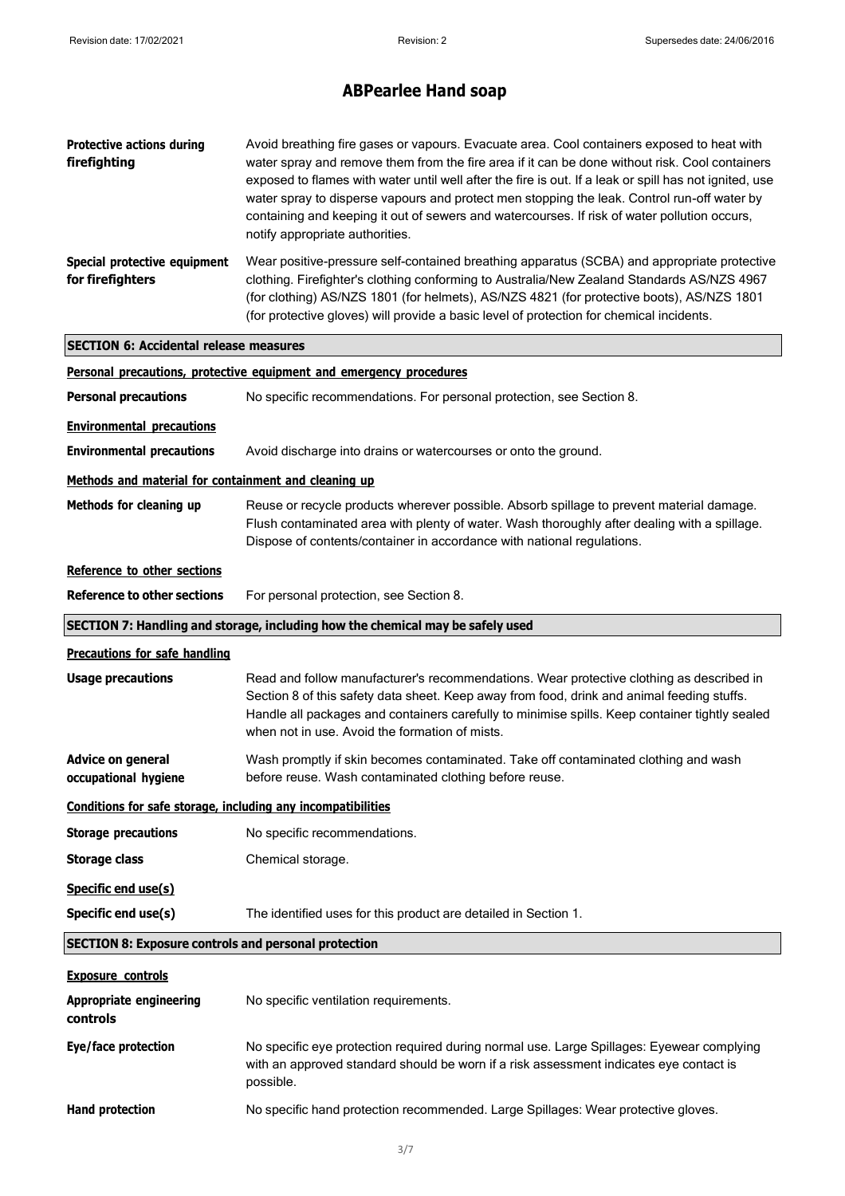# ABPearlee Hand soap

**Protective actions during firefighting**
Avoid breathing fire gases or vapours. Evacuate area. Cool containers exposed to heat with water spray and remove them from the fire area if it can be done without risk. Cool containers exposed to flames with water until well after the fire is out. If a leak or spill has not ignited, use water spray to disperse vapours and protect men stopping the leak. Control run-off water by containing and keeping it out of sewers and watercourses. If risk of water pollution occurs, notify appropriate authorities.

**Special protective equipment for firefighters**
Wear positive-pressure self-contained breathing apparatus (SCBA) and appropriate protective clothing. Firefighter's clothing conforming to Australia/New Zealand Standards AS/NZS 4967 (for clothing) AS/NZS 1801 (for helmets), AS/NZS 4821 (for protective boots), AS/NZS 1801 (for protective gloves) will provide a basic level of protection for chemical incidents.

## SECTION 6: Accidental release measures

**Personal precautions, protective equipment and emergency procedures**

**Personal precautions**
No specific recommendations. For personal protection, see Section 8.

**Environmental precautions**

**Environmental precautions**
Avoid discharge into drains or watercourses or onto the ground.

**Methods and material for containment and cleaning up**

**Methods for cleaning up**
Reuse or recycle products wherever possible. Absorb spillage to prevent material damage. Flush contaminated area with plenty of water. Wash thoroughly after dealing with a spillage. Dispose of contents/container in accordance with national regulations.

**Reference to other sections**

**Reference to other sections**
For personal protection, see Section 8.

## SECTION 7: Handling and storage, including how the chemical may be safely used

**Precautions for safe handling**

**Usage precautions**
Read and follow manufacturer's recommendations. Wear protective clothing as described in Section 8 of this safety data sheet. Keep away from food, drink and animal feeding stuffs. Handle all packages and containers carefully to minimise spills. Keep container tightly sealed when not in use. Avoid the formation of mists.

**Advice on general occupational hygiene**
Wash promptly if skin becomes contaminated. Take off contaminated clothing and wash before reuse. Wash contaminated clothing before reuse.

**Conditions for safe storage, including any incompatibilities**

**Storage precautions**
No specific recommendations.

**Storage class**
Chemical storage.

**Specific end use(s)**

**Specific end use(s)**
The identified uses for this product are detailed in Section 1.

## SECTION 8: Exposure controls and personal protection

**Exposure controls**

**Appropriate engineering controls**
No specific ventilation requirements.

**Eye/face protection**
No specific eye protection required during normal use. Large Spillages: Eyewear complying with an approved standard should be worn if a risk assessment indicates eye contact is possible.

**Hand protection**
No specific hand protection recommended. Large Spillages: Wear protective gloves.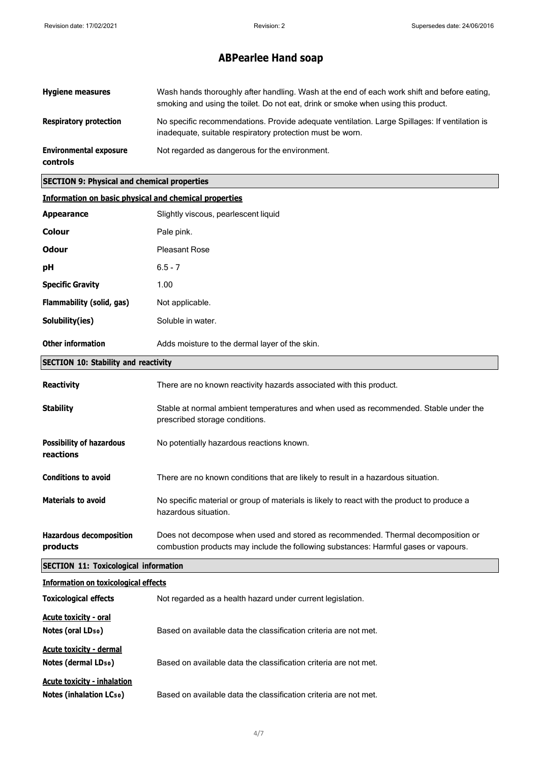# ABPearlee Hand soap

| | |
|---|---|
| **Hygiene measures** | Wash hands thoroughly after handling. Wash at the end of each work shift and before eating, smoking and using the toilet. Do not eat, drink or smoke when using this product. |
| **Respiratory protection** | No specific recommendations. Provide adequate ventilation. Large Spillages: If ventilation is inadequate, suitable respiratory protection must be worn. |
| **Environmental exposure controls** | Not regarded as dangerous for the environment. |

## SECTION 9: Physical and chemical properties

### Information on basic physical and chemical properties

| | |
|---|---|
| **Appearance** | Slightly viscous, pearlescent liquid |
| **Colour** | Pale pink. |
| **Odour** | Pleasant Rose |
| **pH** | 6.5 - 7 |
| **Specific Gravity** | 1.00 |
| **Flammability (solid, gas)** | Not applicable. |
| **Solubility(ies)** | Soluble in water. |
| **Other information** | Adds moisture to the dermal layer of the skin. |

## SECTION 10: Stability and reactivity

| | |
|---|---|
| **Reactivity** | There are no known reactivity hazards associated with this product. |
| **Stability** | Stable at normal ambient temperatures and when used as recommended. Stable under the prescribed storage conditions. |
| **Possibility of hazardous reactions** | No potentially hazardous reactions known. |
| **Conditions to avoid** | There are no known conditions that are likely to result in a hazardous situation. |
| **Materials to avoid** | No specific material or group of materials is likely to react with the product to produce a hazardous situation. |
| **Hazardous decomposition products** | Does not decompose when used and stored as recommended. Thermal decomposition or combustion products may include the following substances: Harmful gases or vapours. |

## SECTION 11: Toxicological information

### Information on toxicological effects

| | |
|---|---|
| **Toxicological effects** | Not regarded as a health hazard under current legislation. |
| **Acute toxicity - oral** | |
| **Notes (oral $LD_{50}$)** | Based on available data the classification criteria are not met. |
| **Acute toxicity - dermal** | |
| **Notes (dermal $LD_{50}$)** | Based on available data the classification criteria are not met. |
| **Acute toxicity - inhalation** | |
| **Notes (inhalation $LC_{50}$)** | Based on available data the classification criteria are not met. |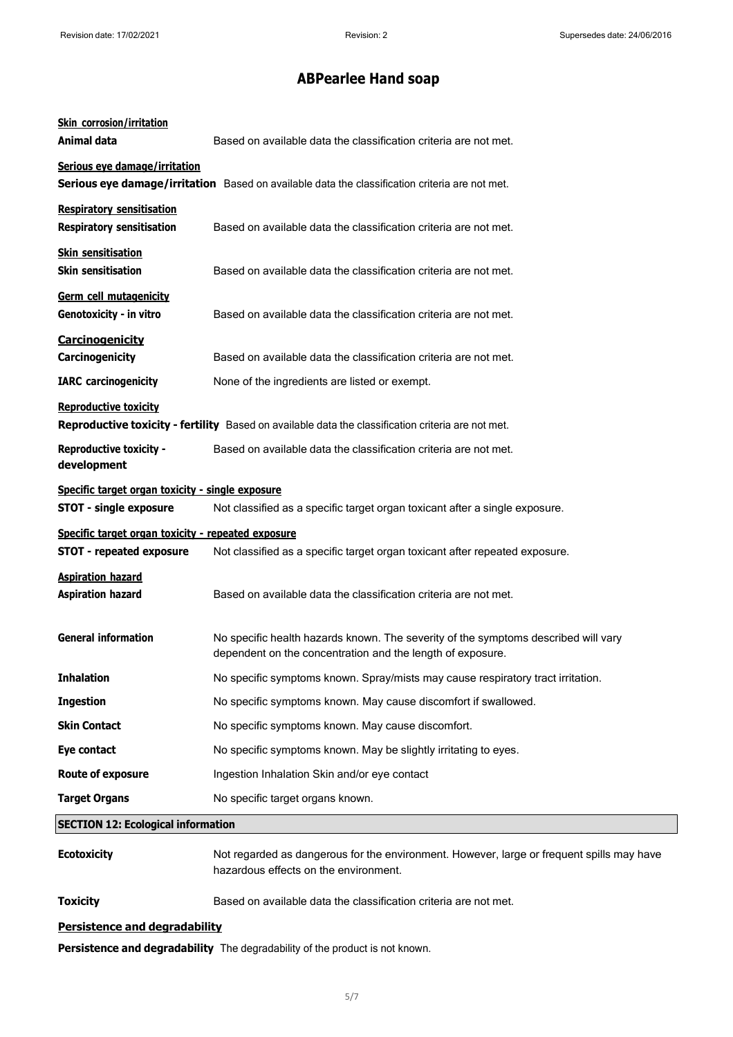**Skin corrosion/irritation**

**Animal data** Based on available data the classification criteria are not met.

**Serious eye damage/irritation**

**Serious eye damage/irritation** Based on available data the classification criteria are not met.

**Respiratory sensitisation**

**Respiratory sensitisation** Based on available data the classification criteria are not met.

**Skin sensitisation**

**Skin sensitisation** Based on available data the classification criteria are not met.

**Germ cell mutagenicity**

**Genotoxicity - in vitro** Based on available data the classification criteria are not met.

**Carcinogenicity**

**Carcinogenicity** Based on available data the classification criteria are not met.

**IARC carcinogenicity** None of the ingredients are listed or exempt.

**Reproductive toxicity**

**Reproductive toxicity - fertility** Based on available data the classification criteria are not met.

**Reproductive toxicity - development** Based on available data the classification criteria are not met.

**Specific target organ toxicity - single exposure**

**STOT - single exposure** Not classified as a specific target organ toxicant after a single exposure.

**Specific target organ toxicity - repeated exposure**

**STOT - repeated exposure** Not classified as a specific target organ toxicant after repeated exposure.

**Aspiration hazard**

**Aspiration hazard** Based on available data the classification criteria are not met.

**General information** No specific health hazards known. The severity of the symptoms described will vary dependent on the concentration and the length of exposure.

**Inhalation** No specific symptoms known. Spray/mists may cause respiratory tract irritation.

**Ingestion** No specific symptoms known. May cause discomfort if swallowed.

**Skin Contact** No specific symptoms known. May cause discomfort.

**Eye contact** No specific symptoms known. May be slightly irritating to eyes.

**Route of exposure** Ingestion Inhalation Skin and/or eye contact

**Target Organs** No specific target organs known.

## SECTION 12: Ecological information

**Ecotoxicity** Not regarded as dangerous for the environment. However, large or frequent spills may have hazardous effects on the environment.

**Toxicity** Based on available data the classification criteria are not met.

**Persistence and degradability**

**Persistence and degradability** The degradability of the product is not known.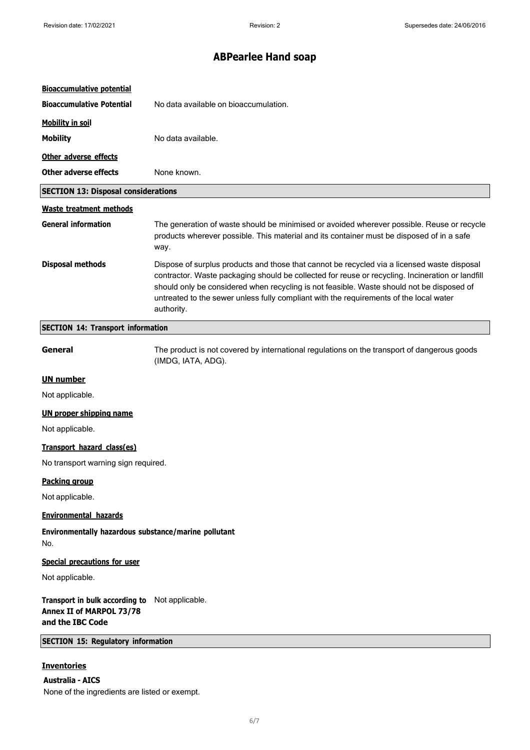**Bioaccumulative potential**

**Bioaccumulative Potential** No data available on bioaccumulation.

**Mobility in soil**

**Mobility** No data available.

**Other adverse effects**

**Other adverse effects** None known.

## SECTION 13: Disposal considerations

**Waste treatment methods**

**General information** The generation of waste should be minimised or avoided wherever possible. Reuse or recycle products wherever possible. This material and its container must be disposed of in a safe way.

**Disposal methods** Dispose of surplus products and those that cannot be recycled via a licensed waste disposal contractor. Waste packaging should be collected for reuse or recycling. Incineration or landfill should only be considered when recycling is not feasible. Waste should not be disposed of untreated to the sewer unless fully compliant with the requirements of the local water authority.

## SECTION 14: Transport information

**General** The product is not covered by international regulations on the transport of dangerous goods (IMDG, IATA, ADG).

**UN number**

Not applicable.

**UN proper shipping name**

Not applicable.

**Transport hazard class(es)**

No transport warning sign required.

**Packing group**

Not applicable.

**Environmental hazards**

**Environmentally hazardous substance/marine pollutant**

No.

**Special precautions for user**

Not applicable.

**Transport in bulk according to Annex II of MARPOL 73/78 and the IBC Code** Not applicable.

## SECTION 15: Regulatory information

**Inventories**

**Australia - AICS**

None of the ingredients are listed or exempt.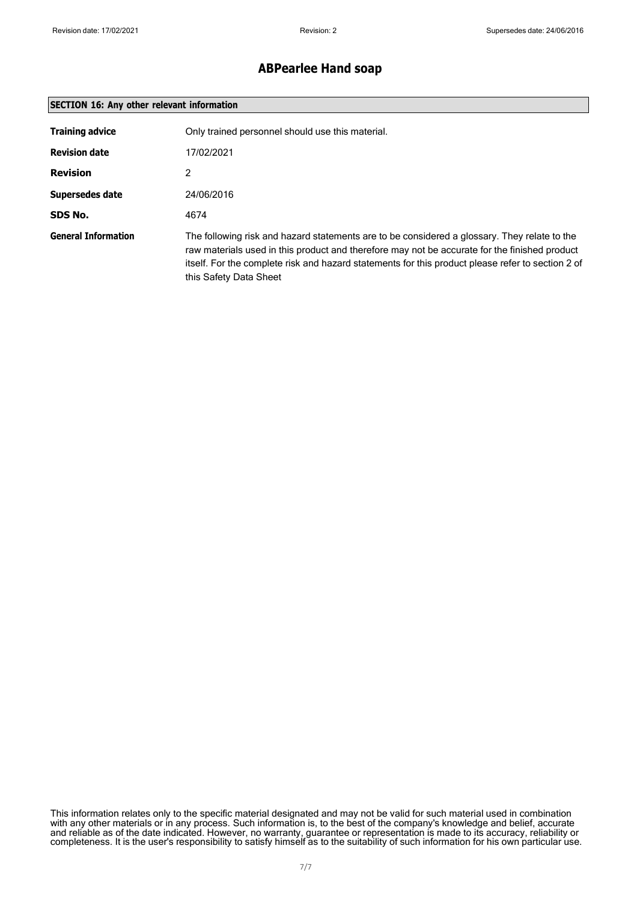# ABPearlee Hand soap

## SECTION 16: Any other relevant information

| | |
|---|---|
| **Training advice** | Only trained personnel should use this material. |
| **Revision date** | 17/02/2021 |
| **Revision** | 2 |
| **Supersedes date** | 24/06/2016 |
| **SDS No.** | 4674 |
| **General Information** | The following risk and hazard statements are to be considered a glossary. They relate to the raw materials used in this product and therefore may not be accurate for the finished product itself. For the complete risk and hazard statements for this product please refer to section 2 of this Safety Data Sheet |

This information relates only to the specific material designated and may not be valid for such material used in combination with any other materials or in any process. Such information is, to the best of the company's knowledge and belief, accurate and reliable as of the date indicated. However, no warranty, guarantee or representation is made to its accuracy, reliability or completeness. It is the user's responsibility to satisfy himself as to the suitability of such information for his own particular use.